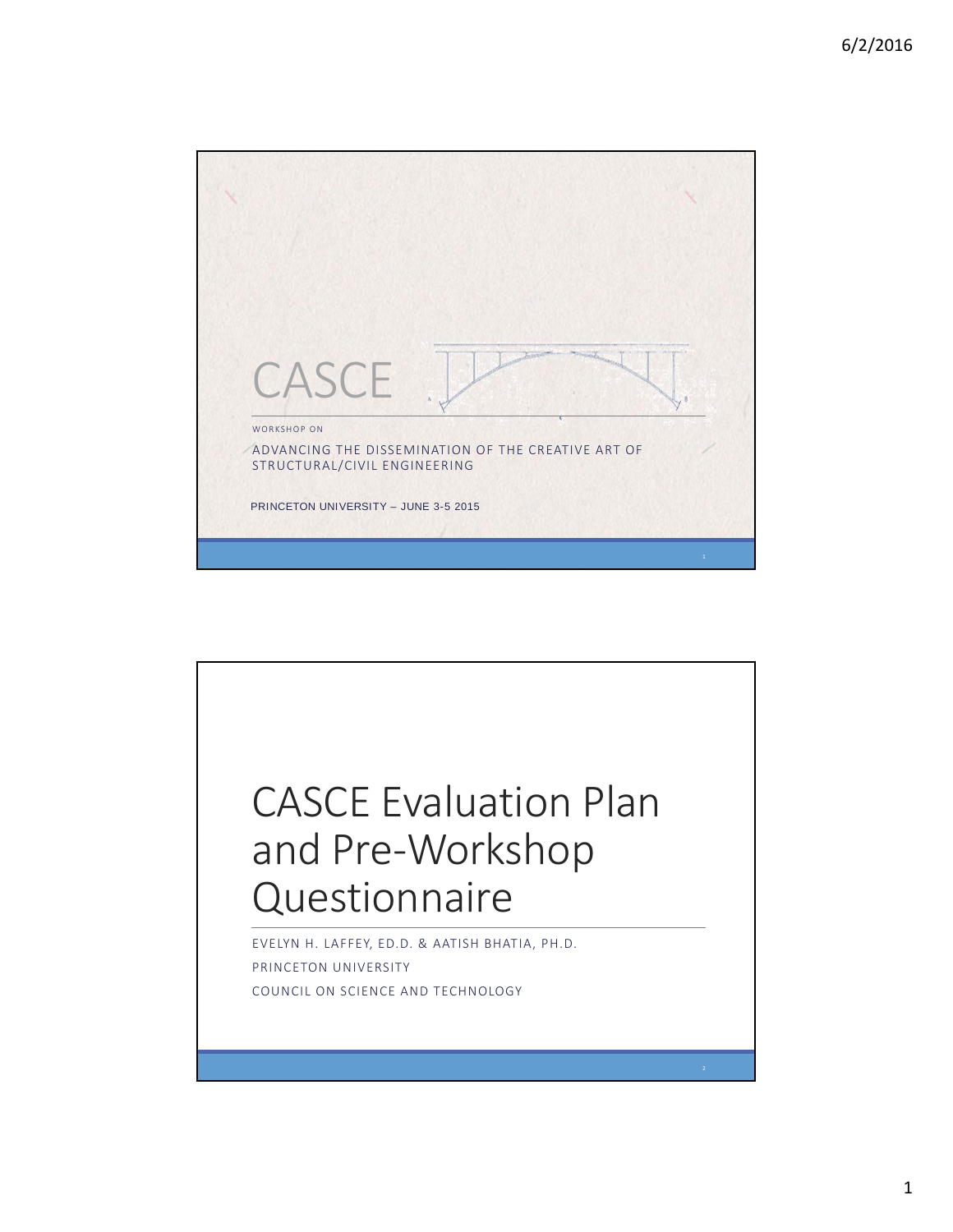# CASCE

WORKSHOP ON

ADVANCING THE DISSEMINATION OF THE CREATIVE ART OF STRUCTURAL/CIVIL ENGINEERING

PRINCETON UNIVERSITY – JUNE 3-5 2015

# CASCE Evaluation Plan and Pre-Workshop Questionnaire

EVELYN H. LAFFEY, ED.D. & AATISH BHATIA, PH.D.

PRINCETON UNIVERSITY

COUNCIL ON SCIENCE AND TECHNOLOGY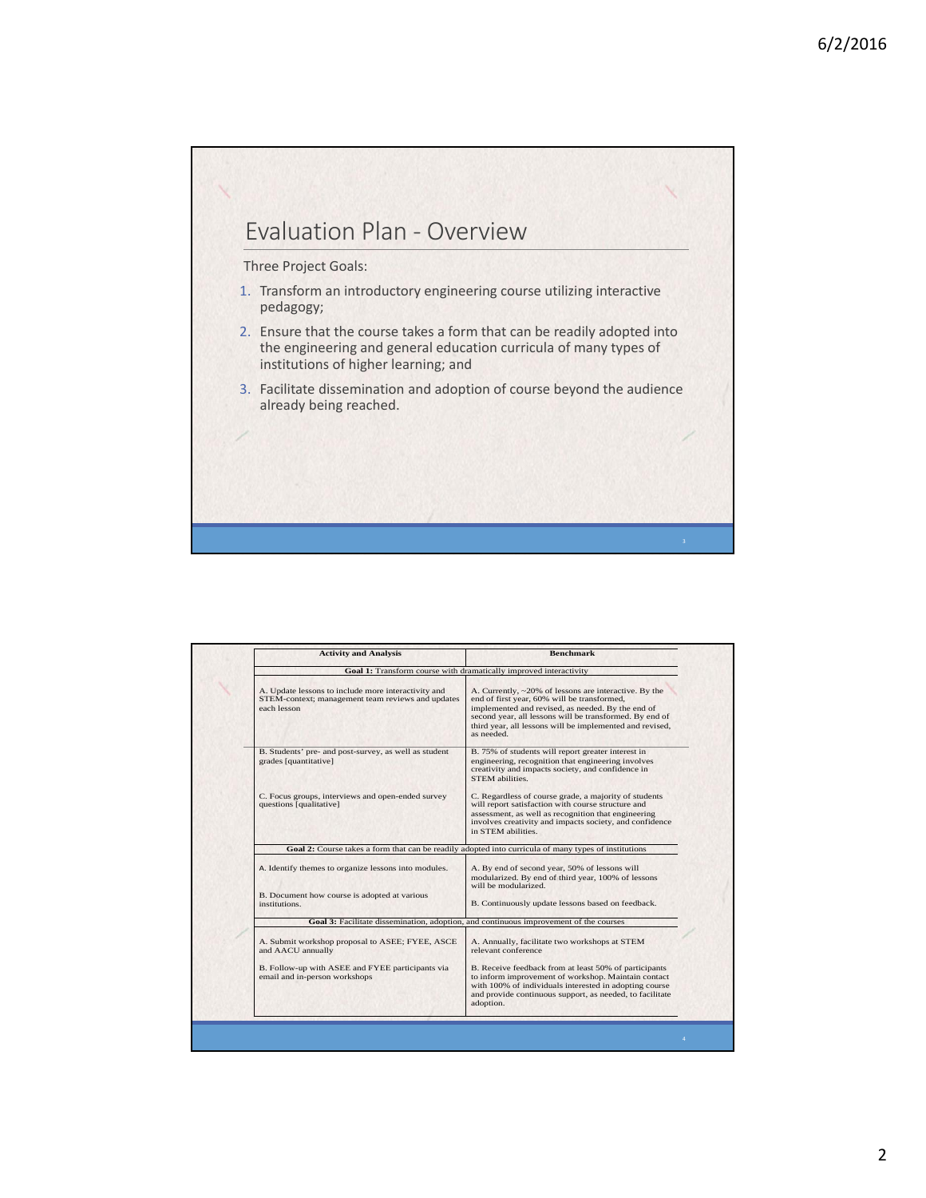# Evaluation Plan - Overview

Three Project Goals:

1. Transform an introductory engineering course utilizing interactive pedagogy;
2. Ensure that the course takes a form that can be readily adopted into the engineering and general education curricula of many types of institutions of higher learning; and
3. Facilitate dissemination and adoption of course beyond the audience already being reached.

| Activity and Analysis | Benchmark |
|---|---|
| **Goal 1:** Transform course with dramatically improved interactivity | |
| A. Update lessons to include more interactivity and STEM-context; management team reviews and updates each lesson | A. Currently, ~20% of lessons are interactive. By the end of first year, 60% will be transformed, implemented and revised, as needed. By the end of second year, all lessons will be transformed. By end of third year, all lessons will be implemented and revised, as needed. |
| B. Students' pre- and post-survey, as well as student grades [quantitative] | B. 75% of students will report greater interest in engineering, recognition that engineering involves creativity and impacts society, and confidence in STEM abilities. |
| C. Focus groups, interviews and open-ended survey questions [qualitative] | C. Regardless of course grade, a majority of students will report satisfaction with course structure and assessment, as well as recognition that engineering involves creativity and impacts society, and confidence in STEM abilities. |
| **Goal 2:** Course takes a form that can be readily adopted into curricula of many types of institutions | |
| A. Identify themes to organize lessons into modules. | A. By end of second year, 50% of lessons will modularized. By end of third year, 100% of lessons will be modularized. |
| B. Document how course is adopted at various institutions. | B. Continuously update lessons based on feedback. |
| **Goal 3:** Facilitate dissemination, adoption, and continuous improvement of the courses | |
| A. Submit workshop proposal to ASEE; FYEE, ASCE and AACU annually | A. Annually, facilitate two workshops at STEM relevant conference |
| B. Follow-up with ASEE and FYEE participants via email and in-person workshops | B. Receive feedback from at least 50% of participants to inform improvement of workshop. Maintain contact with 100% of individuals interested in adopting course and provide continuous support, as needed, to facilitate adoption. |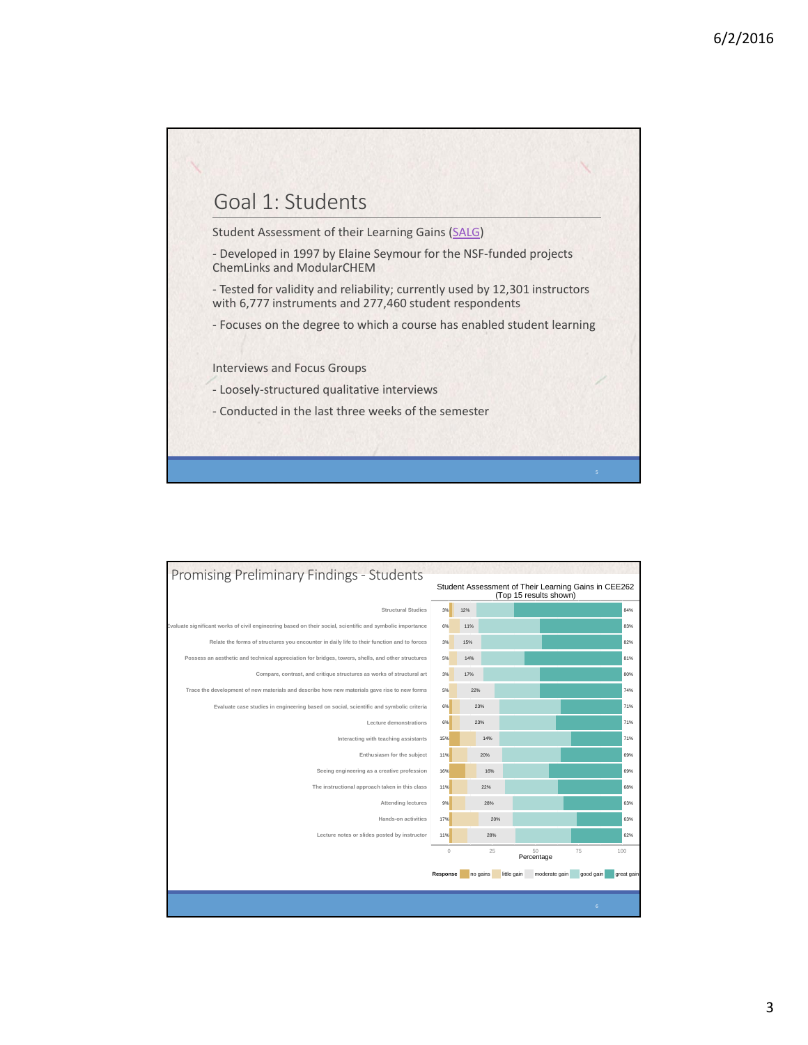## Goal 1: Students

Student Assessment of their Learning Gains (SALG)

- Developed in 1997 by Elaine Seymour for the NSF-funded projects ChemLinks and ModularCHEM
- Tested for validity and reliability; currently used by 12,301 instructors with 6,777 instruments and 277,460 student respondents
- Focuses on the degree to which a course has enabled student learning

Interviews and Focus Groups

- Loosely-structured qualitative interviews
- Conducted in the last three weeks of the semester

## Promising Preliminary Findings - Students

Student Assessment of Their Learning Gains in CEE262 (Top 15 results shown)

| Item | no gains + little gain | moderate gain | good gain + great gain |
|---|---|---|---|
| Structural Studies | 3% | 12% | 84% |
| Evaluate significant works of civil engineering based on their social, scientific and symbolic importance | 6% | 11% | 83% |
| Relate the forms of structures you encounter in daily life to their function and to forces | 3% | 15% | 82% |
| Possess an aesthetic and technical appreciation for bridges, towers, shells, and other structures | 5% | 14% | 81% |
| Compare, contrast, and critique structures as works of structural art | 3% | 17% | 80% |
| Trace the development of new materials and describe how new materials gave rise to new forms | 5% | 22% | 74% |
| Evaluate case studies in engineering based on social, scientific and symbolic criteria | 6% | 23% | 71% |
| Lecture demonstrations | 6% | 23% | 71% |
| Interacting with teaching assistants | 15% | 14% | 71% |
| Enthusiasm for the subject | 11% | 20% | 69% |
| Seeing engineering as a creative profession | 16% | 16% | 69% |
| The instructional approach taken in this class | 11% | 22% | 68% |
| Attending lectures | 9% | 28% | 63% |
| Hands-on activities | 17% | 20% | 63% |
| Lecture notes or slides posted by instructor | 11% | 28% | 62% |

Percentage (0–100)

Response: no gains, little gain, moderate gain, good gain, great gain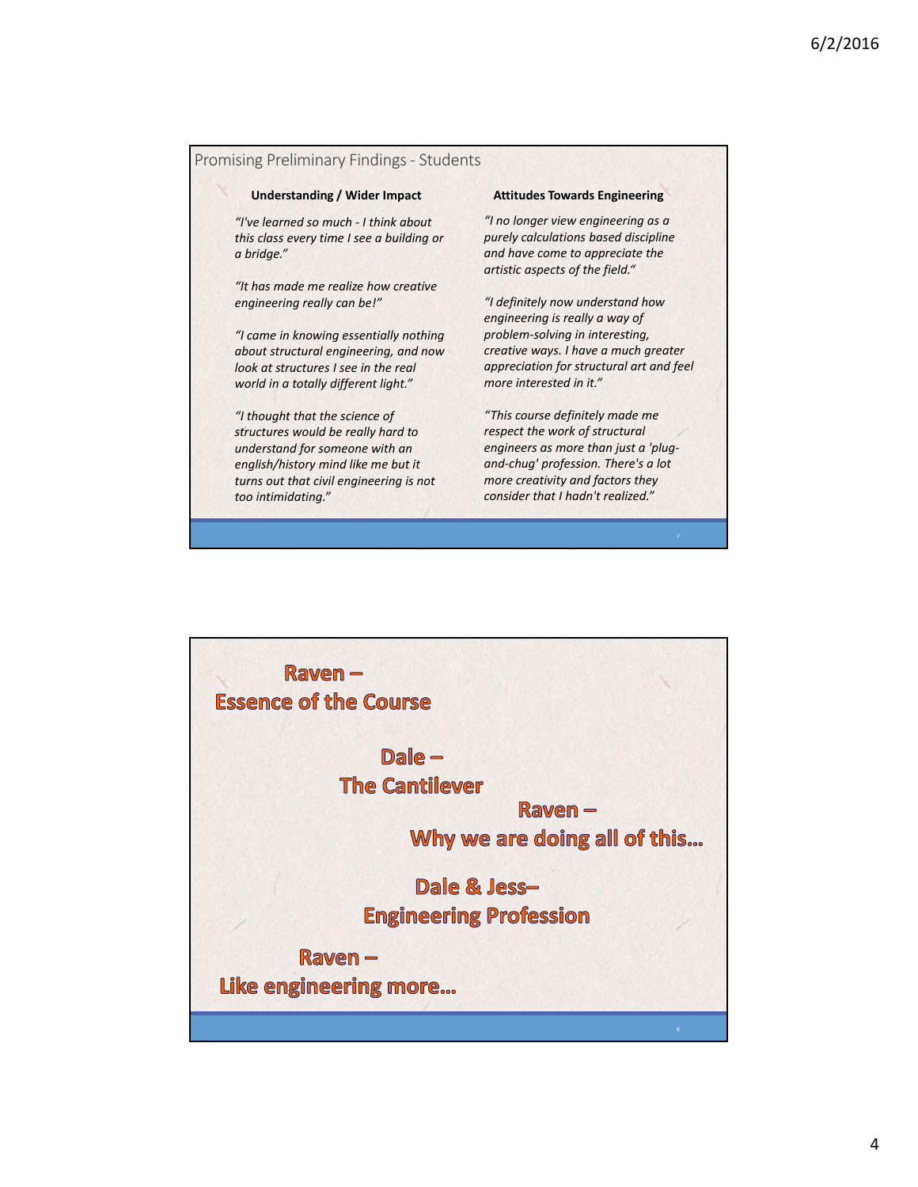## Promising Preliminary Findings - Students

**Understanding / Wider Impact**

*"I've learned so much - I think about this class every time I see a building or a bridge."*

*"It has made me realize how creative engineering really can be!"*

*"I came in knowing essentially nothing about structural engineering, and now look at structures I see in the real world in a totally different light."*

*"I thought that the science of structures would be really hard to understand for someone with an english/history mind like me but it turns out that civil engineering is not too intimidating."*

**Attitudes Towards Engineering**

*"I no longer view engineering as a purely calculations based discipline and have come to appreciate the artistic aspects of the field."*

*"I definitely now understand how engineering is really a way of problem-solving in interesting, creative ways. I have a much greater appreciation for structural art and feel more interested in it."*

*"This course definitely made me respect the work of structural engineers as more than just a 'plug-and-chug' profession. There's a lot more creativity and factors they consider that I hadn't realized."*

---

**Raven –**
**Essence of the Course**

**Dale –**
**The Cantilever**

**Raven –**
**Why we are doing all of this…**

**Dale & Jess–**
**Engineering Profession**

**Raven –**
**Like engineering more…**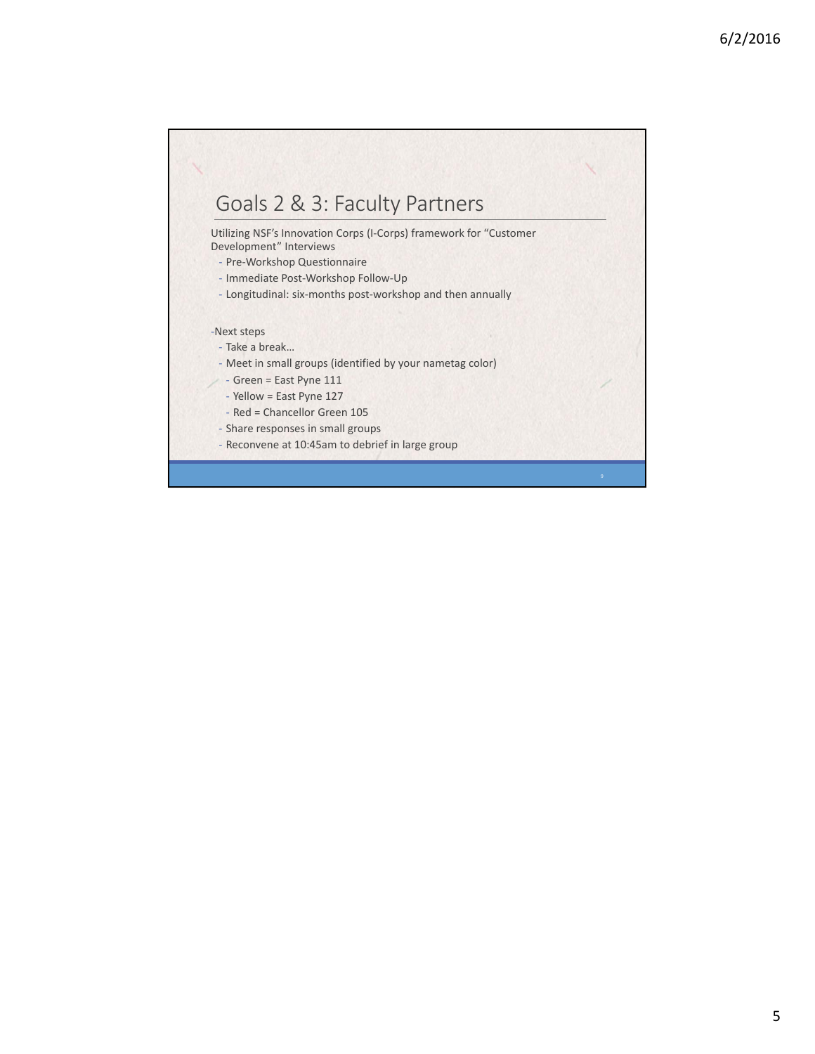## Goals 2 & 3: Faculty Partners

Utilizing NSF's Innovation Corps (I-Corps) framework for "Customer Development" Interviews

- Pre-Workshop Questionnaire
- Immediate Post-Workshop Follow-Up
- Longitudinal: six-months post-workshop and then annually

- Next steps
  - Take a break…
  - Meet in small groups (identified by your nametag color)
    - Green = East Pyne 111
    - Yellow = East Pyne 127
    - Red = Chancellor Green 105
  - Share responses in small groups
  - Reconvene at 10:45am to debrief in large group